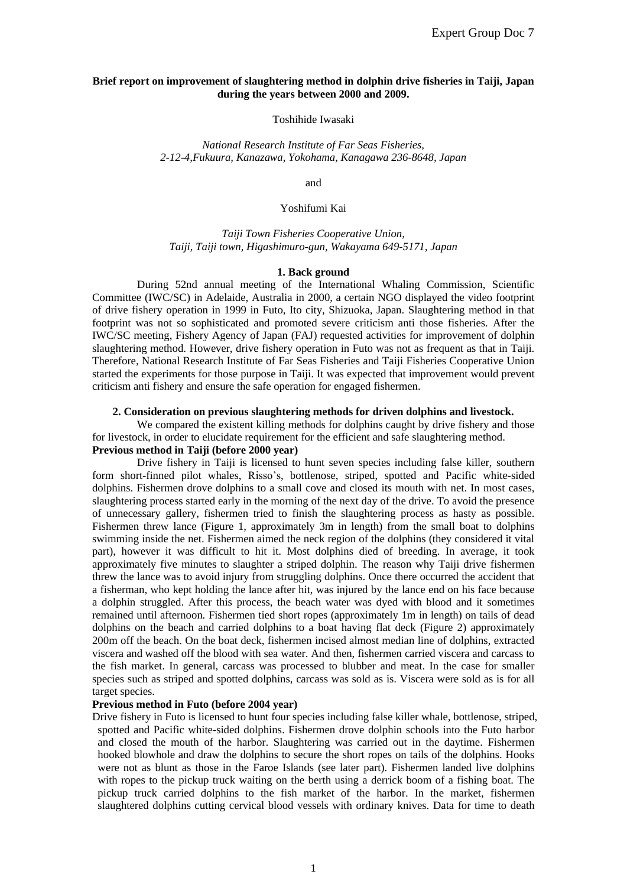Expert Group Doc 7

**Brief report on improvement of slaughtering method in dolphin drive fisheries in Taiji, Japan during the years between 2000 and 2009.**

Toshihide Iwasaki

*National Research Institute of Far Seas Fisheries, 2-12-4,Fukuura, Kanazawa, Yokohama, Kanagawa 236-8648, Japan*

and

Yoshifumi Kai

*Taiji Town Fisheries Cooperative Union, Taiji, Taiji town, Higashimuro-gun, Wakayama 649-5171, Japan*

## 1. Back ground

During 52nd annual meeting of the International Whaling Commission, Scientific Committee (IWC/SC) in Adelaide, Australia in 2000, a certain NGO displayed the video footprint of drive fishery operation in 1999 in Futo, Ito city, Shizuoka, Japan. Slaughtering method in that footprint was not so sophisticated and promoted severe criticism anti those fisheries. After the IWC/SC meeting, Fishery Agency of Japan (FAJ) requested activities for improvement of dolphin slaughtering method. However, drive fishery operation in Futo was not as frequent as that in Taiji. Therefore, National Research Institute of Far Seas Fisheries and Taiji Fisheries Cooperative Union started the experiments for those purpose in Taiji. It was expected that improvement would prevent criticism anti fishery and ensure the safe operation for engaged fishermen.

## 2. Consideration on previous slaughtering methods for driven dolphins and livestock.

We compared the existent killing methods for dolphins caught by drive fishery and those for livestock, in order to elucidate requirement for the efficient and safe slaughtering method.

**Previous method in Taiji (before 2000 year)**

Drive fishery in Taiji is licensed to hunt seven species including false killer, southern form short-finned pilot whales, Risso's, bottlenose, striped, spotted and Pacific white-sided dolphins. Fishermen drove dolphins to a small cove and closed its mouth with net. In most cases, slaughtering process started early in the morning of the next day of the drive. To avoid the presence of unnecessary gallery, fishermen tried to finish the slaughtering process as hasty as possible. Fishermen threw lance (Figure 1, approximately 3m in length) from the small boat to dolphins swimming inside the net. Fishermen aimed the neck region of the dolphins (they considered it vital part), however it was difficult to hit it. Most dolphins died of breeding. In average, it took approximately five minutes to slaughter a striped dolphin. The reason why Taiji drive fishermen threw the lance was to avoid injury from struggling dolphins. Once there occurred the accident that a fisherman, who kept holding the lance after hit, was injured by the lance end on his face because a dolphin struggled. After this process, the beach water was dyed with blood and it sometimes remained until afternoon. Fishermen tied short ropes (approximately 1m in length) on tails of dead dolphins on the beach and carried dolphins to a boat having flat deck (Figure 2) approximately 200m off the beach. On the boat deck, fishermen incised almost median line of dolphins, extracted viscera and washed off the blood with sea water. And then, fishermen carried viscera and carcass to the fish market. In general, carcass was processed to blubber and meat. In the case for smaller species such as striped and spotted dolphins, carcass was sold as is. Viscera were sold as is for all target species.

**Previous method in Futo (before 2004 year)**

Drive fishery in Futo is licensed to hunt four species including false killer whale, bottlenose, striped, spotted and Pacific white-sided dolphins. Fishermen drove dolphin schools into the Futo harbor and closed the mouth of the harbor. Slaughtering was carried out in the daytime. Fishermen hooked blowhole and draw the dolphins to secure the short ropes on tails of the dolphins. Hooks were not as blunt as those in the Faroe Islands (see later part). Fishermen landed live dolphins with ropes to the pickup truck waiting on the berth using a derrick boom of a fishing boat. The pickup truck carried dolphins to the fish market of the harbor. In the market, fishermen slaughtered dolphins cutting cervical blood vessels with ordinary knives. Data for time to death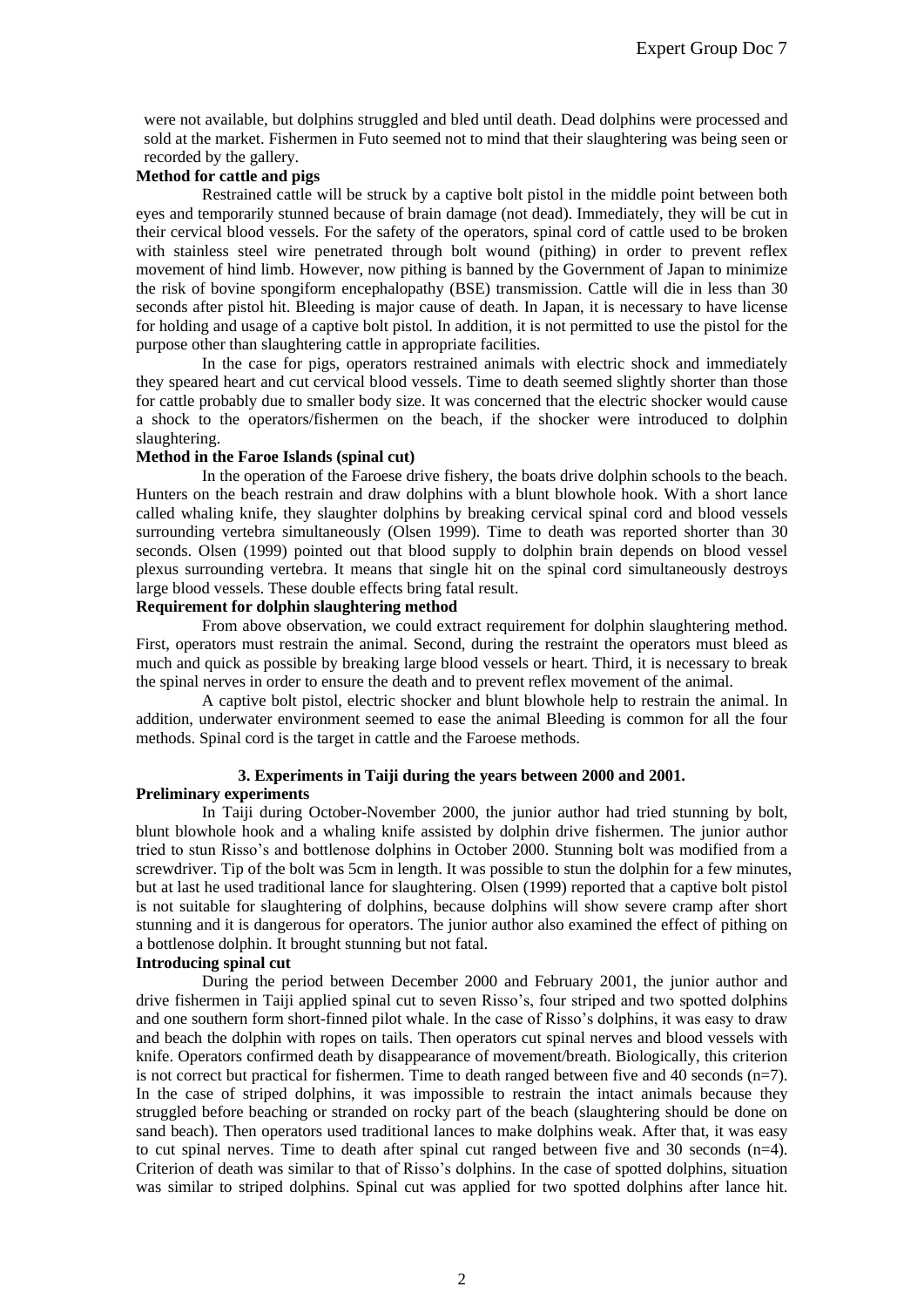were not available, but dolphins struggled and bled until death. Dead dolphins were processed and sold at the market. Fishermen in Futo seemed not to mind that their slaughtering was being seen or recorded by the gallery.

**Method for cattle and pigs**

Restrained cattle will be struck by a captive bolt pistol in the middle point between both eyes and temporarily stunned because of brain damage (not dead). Immediately, they will be cut in their cervical blood vessels. For the safety of the operators, spinal cord of cattle used to be broken with stainless steel wire penetrated through bolt wound (pithing) in order to prevent reflex movement of hind limb. However, now pithing is banned by the Government of Japan to minimize the risk of bovine spongiform encephalopathy (BSE) transmission. Cattle will die in less than 30 seconds after pistol hit. Bleeding is major cause of death. In Japan, it is necessary to have license for holding and usage of a captive bolt pistol. In addition, it is not permitted to use the pistol for the purpose other than slaughtering cattle in appropriate facilities.

In the case for pigs, operators restrained animals with electric shock and immediately they speared heart and cut cervical blood vessels. Time to death seemed slightly shorter than those for cattle probably due to smaller body size. It was concerned that the electric shocker would cause a shock to the operators/fishermen on the beach, if the shocker were introduced to dolphin slaughtering.

**Method in the Faroe Islands (spinal cut)**

In the operation of the Faroese drive fishery, the boats drive dolphin schools to the beach. Hunters on the beach restrain and draw dolphins with a blunt blowhole hook. With a short lance called whaling knife, they slaughter dolphins by breaking cervical spinal cord and blood vessels surrounding vertebra simultaneously (Olsen 1999). Time to death was reported shorter than 30 seconds. Olsen (1999) pointed out that blood supply to dolphin brain depends on blood vessel plexus surrounding vertebra. It means that single hit on the spinal cord simultaneously destroys large blood vessels. These double effects bring fatal result.

**Requirement for dolphin slaughtering method**

From above observation, we could extract requirement for dolphin slaughtering method. First, operators must restrain the animal. Second, during the restraint the operators must bleed as much and quick as possible by breaking large blood vessels or heart. Third, it is necessary to break the spinal nerves in order to ensure the death and to prevent reflex movement of the animal.

A captive bolt pistol, electric shocker and blunt blowhole help to restrain the animal. In addition, underwater environment seemed to ease the animal Bleeding is common for all the four methods. Spinal cord is the target in cattle and the Faroese methods.

## 3. Experiments in Taiji during the years between 2000 and 2001.

**Preliminary experiments**

In Taiji during October-November 2000, the junior author had tried stunning by bolt, blunt blowhole hook and a whaling knife assisted by dolphin drive fishermen. The junior author tried to stun Risso's and bottlenose dolphins in October 2000. Stunning bolt was modified from a screwdriver. Tip of the bolt was 5cm in length. It was possible to stun the dolphin for a few minutes, but at last he used traditional lance for slaughtering. Olsen (1999) reported that a captive bolt pistol is not suitable for slaughtering of dolphins, because dolphins will show severe cramp after short stunning and it is dangerous for operators. The junior author also examined the effect of pithing on a bottlenose dolphin. It brought stunning but not fatal.

**Introducing spinal cut**

During the period between December 2000 and February 2001, the junior author and drive fishermen in Taiji applied spinal cut to seven Risso's, four striped and two spotted dolphins and one southern form short-finned pilot whale. In the case of Risso's dolphins, it was easy to draw and beach the dolphin with ropes on tails. Then operators cut spinal nerves and blood vessels with knife. Operators confirmed death by disappearance of movement/breath. Biologically, this criterion is not correct but practical for fishermen. Time to death ranged between five and 40 seconds (n=7). In the case of striped dolphins, it was impossible to restrain the intact animals because they struggled before beaching or stranded on rocky part of the beach (slaughtering should be done on sand beach). Then operators used traditional lances to make dolphins weak. After that, it was easy to cut spinal nerves. Time to death after spinal cut ranged between five and 30 seconds (n=4). Criterion of death was similar to that of Risso's dolphins. In the case of spotted dolphins, situation was similar to striped dolphins. Spinal cut was applied for two spotted dolphins after lance hit.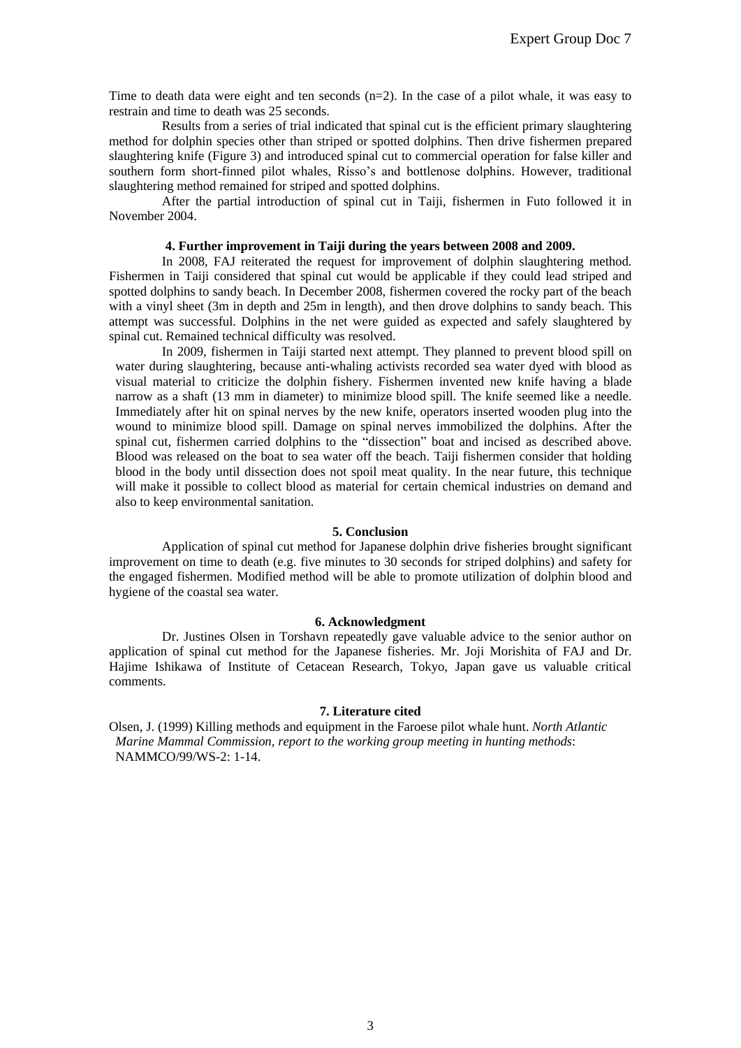Time to death data were eight and ten seconds (n=2). In the case of a pilot whale, it was easy to restrain and time to death was 25 seconds.

Results from a series of trial indicated that spinal cut is the efficient primary slaughtering method for dolphin species other than striped or spotted dolphins. Then drive fishermen prepared slaughtering knife (Figure 3) and introduced spinal cut to commercial operation for false killer and southern form short-finned pilot whales, Risso's and bottlenose dolphins. However, traditional slaughtering method remained for striped and spotted dolphins.

After the partial introduction of spinal cut in Taiji, fishermen in Futo followed it in November 2004.

### 4. Further improvement in Taiji during the years between 2008 and 2009.

In 2008, FAJ reiterated the request for improvement of dolphin slaughtering method. Fishermen in Taiji considered that spinal cut would be applicable if they could lead striped and spotted dolphins to sandy beach. In December 2008, fishermen covered the rocky part of the beach with a vinyl sheet (3m in depth and 25m in length), and then drove dolphins to sandy beach. This attempt was successful. Dolphins in the net were guided as expected and safely slaughtered by spinal cut. Remained technical difficulty was resolved.

In 2009, fishermen in Taiji started next attempt. They planned to prevent blood spill on water during slaughtering, because anti-whaling activists recorded sea water dyed with blood as visual material to criticize the dolphin fishery. Fishermen invented new knife having a blade narrow as a shaft (13 mm in diameter) to minimize blood spill. The knife seemed like a needle. Immediately after hit on spinal nerves by the new knife, operators inserted wooden plug into the wound to minimize blood spill. Damage on spinal nerves immobilized the dolphins. After the spinal cut, fishermen carried dolphins to the "dissection" boat and incised as described above. Blood was released on the boat to sea water off the beach. Taiji fishermen consider that holding blood in the body until dissection does not spoil meat quality. In the near future, this technique will make it possible to collect blood as material for certain chemical industries on demand and also to keep environmental sanitation.

### 5. Conclusion

Application of spinal cut method for Japanese dolphin drive fisheries brought significant improvement on time to death (e.g. five minutes to 30 seconds for striped dolphins) and safety for the engaged fishermen. Modified method will be able to promote utilization of dolphin blood and hygiene of the coastal sea water.

### 6. Acknowledgment

Dr. Justines Olsen in Torshavn repeatedly gave valuable advice to the senior author on application of spinal cut method for the Japanese fisheries. Mr. Joji Morishita of FAJ and Dr. Hajime Ishikawa of Institute of Cetacean Research, Tokyo, Japan gave us valuable critical comments.

### 7. Literature cited

Olsen, J. (1999) Killing methods and equipment in the Faroese pilot whale hunt. *North Atlantic Marine Mammal Commission, report to the working group meeting in hunting methods*: NAMMCO/99/WS-2: 1-14.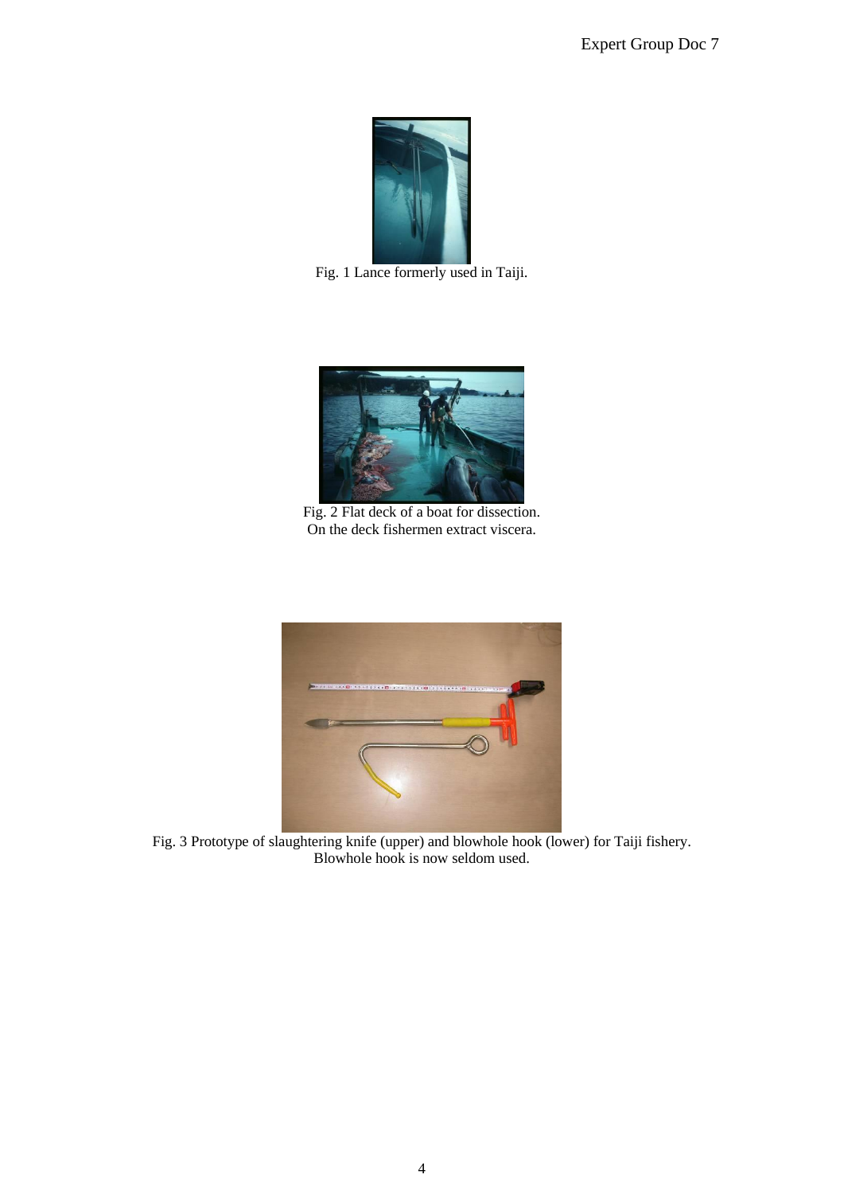Fig. 1 Lance formerly used in Taiji.

Fig. 2 Flat deck of a boat for dissection.
On the deck fishermen extract viscera.

Fig. 3 Prototype of slaughtering knife (upper) and blowhole hook (lower) for Taiji fishery.
Blowhole hook is now seldom used.